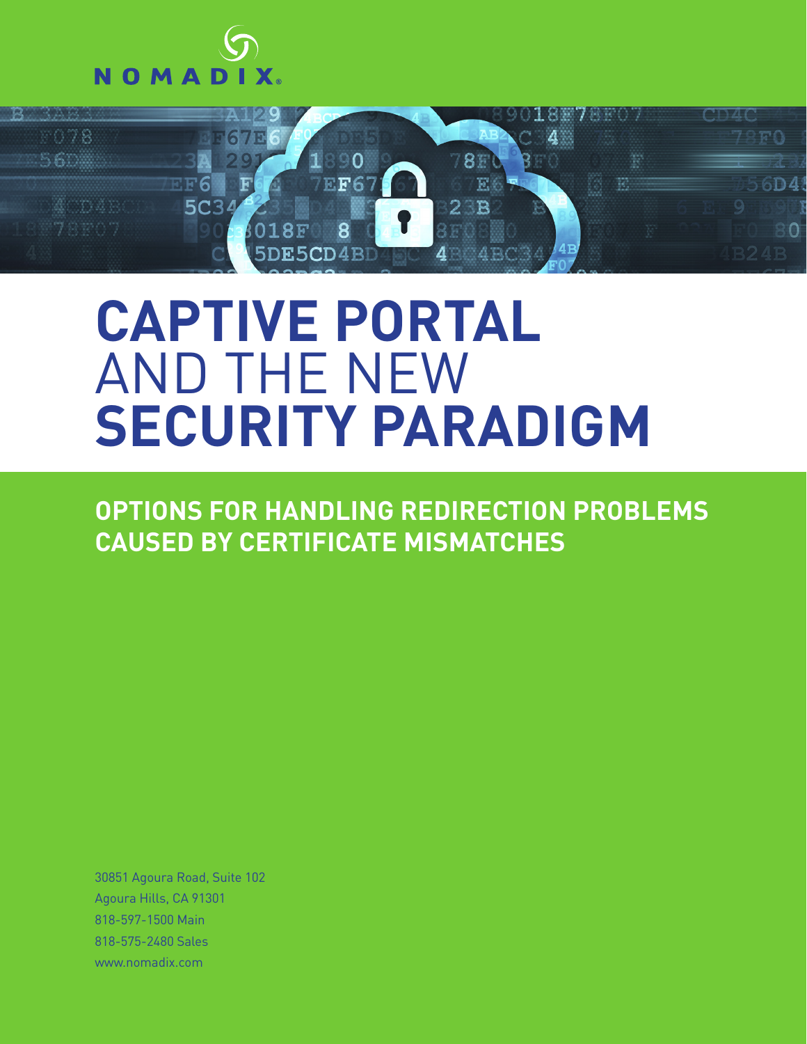NOMADIX

# CAPTIVE PORTAL AND THE NEW SECURITY PARADIGM

## OPTIONS FOR HANDLING REDIRECTION PROBLEMS CAUSED BY CERTIFICATE MISMATCHES

30851 Agoura Road, Suite 102
Agoura Hills, CA 91301
818-597-1500 Main
818-575-2480 Sales
www.nomadix.com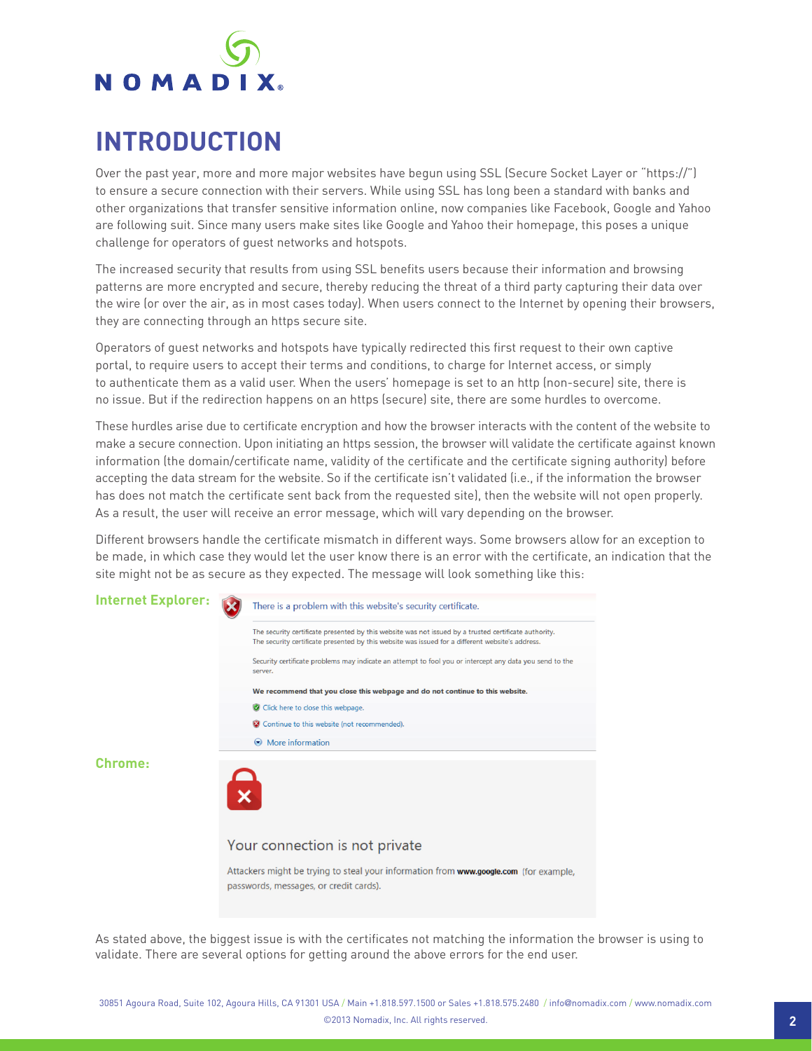# INTRODUCTION

Over the past year, more and more major websites have begun using SSL (Secure Socket Layer or "https://") to ensure a secure connection with their servers. While using SSL has long been a standard with banks and other organizations that transfer sensitive information online, now companies like Facebook, Google and Yahoo are following suit. Since many users make sites like Google and Yahoo their homepage, this poses a unique challenge for operators of guest networks and hotspots.

The increased security that results from using SSL benefits users because their information and browsing patterns are more encrypted and secure, thereby reducing the threat of a third party capturing their data over the wire (or over the air, as in most cases today). When users connect to the Internet by opening their browsers, they are connecting through an https secure site.

Operators of guest networks and hotspots have typically redirected this first request to their own captive portal, to require users to accept their terms and conditions, to charge for Internet access, or simply to authenticate them as a valid user. When the users' homepage is set to an http (non-secure) site, there is no issue. But if the redirection happens on an https (secure) site, there are some hurdles to overcome.

These hurdles arise due to certificate encryption and how the browser interacts with the content of the website to make a secure connection. Upon initiating an https session, the browser will validate the certificate against known information (the domain/certificate name, validity of the certificate and the certificate signing authority) before accepting the data stream for the website. So if the certificate isn't validated (i.e., if the information the browser has does not match the certificate sent back from the requested site), then the website will not open properly. As a result, the user will receive an error message, which will vary depending on the browser.

Different browsers handle the certificate mismatch in different ways. Some browsers allow for an exception to be made, in which case they would let the user know there is an error with the certificate, an indication that the site might not be as secure as they expected. The message will look something like this:

**Internet Explorer:**

There is a problem with this website's security certificate.

The security certificate presented by this website was not issued by a trusted certificate authority.
The security certificate presented by this website was issued for a different website's address.

Security certificate problems may indicate an attempt to fool you or intercept any data you send to the server.

**We recommend that you close this webpage and do not continue to this website.**

Click here to close this webpage.

Continue to this website (not recommended).

More information

**Chrome:**

Your connection is not private

Attackers might be trying to steal your information from **www.google.com** (for example, passwords, messages, or credit cards).

As stated above, the biggest issue is with the certificates not matching the information the browser is using to validate. There are several options for getting around the above errors for the end user.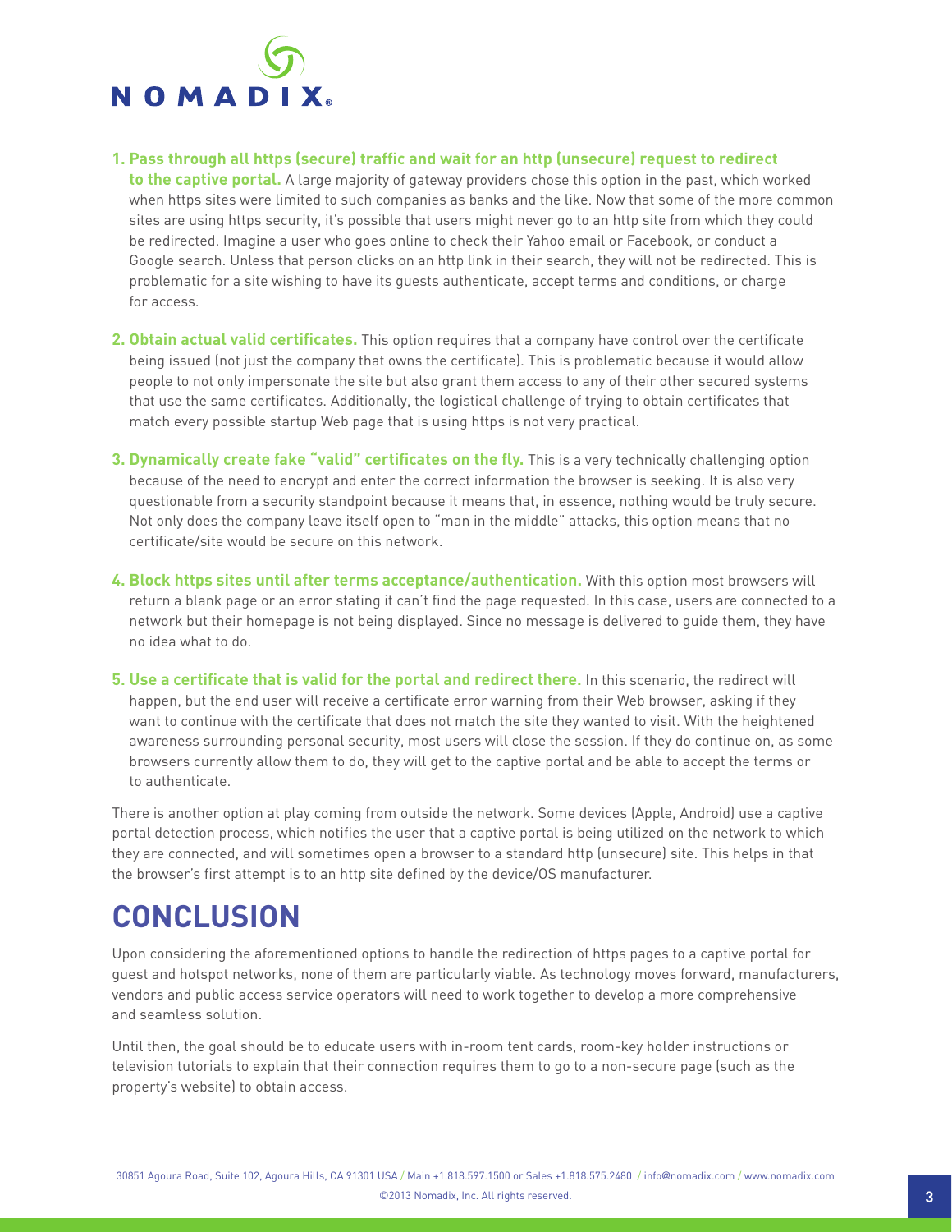1. **Pass through all https (secure) traffic and wait for an http (unsecure) request to redirect to the captive portal.** A large majority of gateway providers chose this option in the past, which worked when https sites were limited to such companies as banks and the like. Now that some of the more common sites are using https security, it's possible that users might never go to an http site from which they could be redirected. Imagine a user who goes online to check their Yahoo email or Facebook, or conduct a Google search. Unless that person clicks on an http link in their search, they will not be redirected. This is problematic for a site wishing to have its guests authenticate, accept terms and conditions, or charge for access.

2. **Obtain actual valid certificates.** This option requires that a company have control over the certificate being issued (not just the company that owns the certificate). This is problematic because it would allow people to not only impersonate the site but also grant them access to any of their other secured systems that use the same certificates. Additionally, the logistical challenge of trying to obtain certificates that match every possible startup Web page that is using https is not very practical.

3. **Dynamically create fake "valid" certificates on the fly.** This is a very technically challenging option because of the need to encrypt and enter the correct information the browser is seeking. It is also very questionable from a security standpoint because it means that, in essence, nothing would be truly secure. Not only does the company leave itself open to "man in the middle" attacks, this option means that no certificate/site would be secure on this network.

4. **Block https sites until after terms acceptance/authentication.** With this option most browsers will return a blank page or an error stating it can't find the page requested. In this case, users are connected to a network but their homepage is not being displayed. Since no message is delivered to guide them, they have no idea what to do.

5. **Use a certificate that is valid for the portal and redirect there.** In this scenario, the redirect will happen, but the end user will receive a certificate error warning from their Web browser, asking if they want to continue with the certificate that does not match the site they wanted to visit. With the heightened awareness surrounding personal security, most users will close the session. If they do continue on, as some browsers currently allow them to do, they will get to the captive portal and be able to accept the terms or to authenticate.

There is another option at play coming from outside the network. Some devices (Apple, Android) use a captive portal detection process, which notifies the user that a captive portal is being utilized on the network to which they are connected, and will sometimes open a browser to a standard http (unsecure) site. This helps in that the browser's first attempt is to an http site defined by the device/OS manufacturer.

## CONCLUSION

Upon considering the aforementioned options to handle the redirection of https pages to a captive portal for guest and hotspot networks, none of them are particularly viable. As technology moves forward, manufacturers, vendors and public access service operators will need to work together to develop a more comprehensive and seamless solution.

Until then, the goal should be to educate users with in-room tent cards, room-key holder instructions or television tutorials to explain that their connection requires them to go to a non-secure page (such as the property's website) to obtain access.

30851 Agoura Road, Suite 102, Agoura Hills, CA 91301 USA / Main +1.818.597.1500 or Sales +1.818.575.2480 / info@nomadix.com / www.nomadix.com

©2013 Nomadix, Inc. All rights reserved.